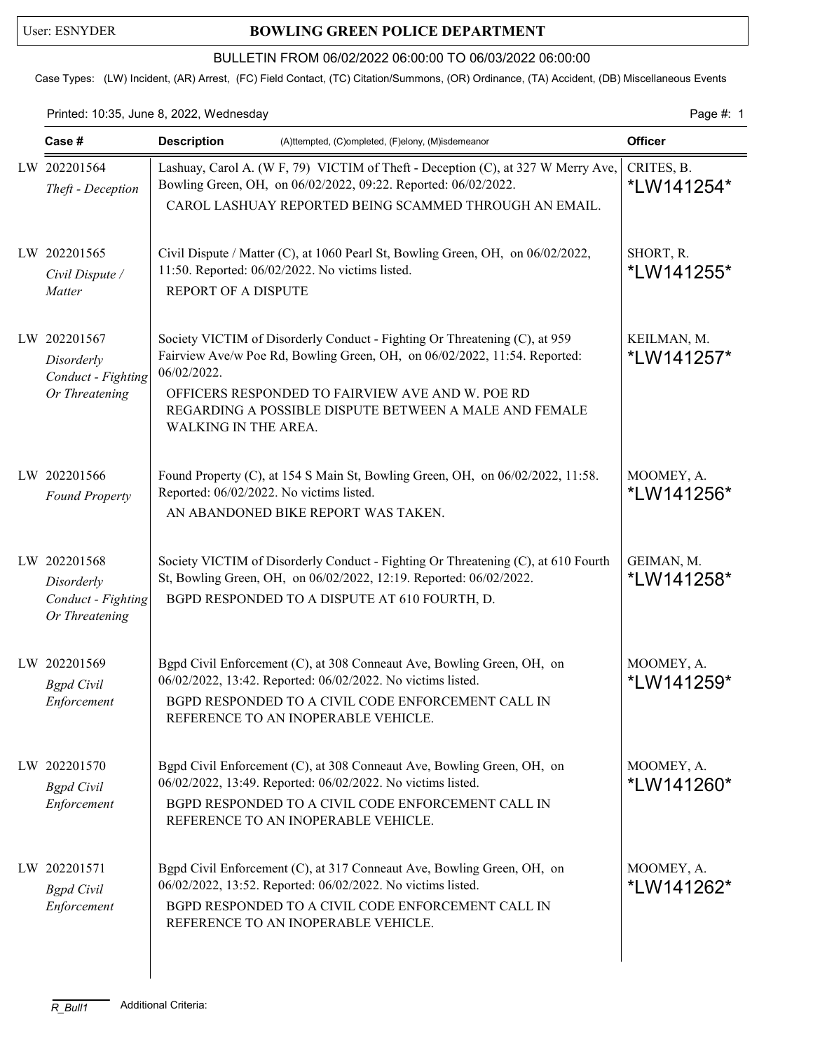User: ESNYDER

# BOWLING GREEN POLICE DEPARTMENT

## BULLETIN FROM 06/02/2022 06:00:00 TO 06/03/2022 06:00:00

Case Types: (LW) Incident, (AR) Arrest, (FC) Field Contact, (TC) Citation/Summons, (OR) Ordinance, (TA) Accident, (DB) Miscellaneous Events

Printed: 10:35, June 8, 2022, Wednesday

| Case # | Description (A)ttempted, (C)ompleted, (F)elony, (M)isdemeanor | Officer |
|---|---|---|
| LW 202201564 *Theft - Deception* | Lashuay, Carol A. (W F, 79) VICTIM of Theft - Deception (C), at 327 W Merry Ave, Bowling Green, OH, on 06/02/2022, 09:22. Reported: 06/02/2022. CAROL LASHUAY REPORTED BEING SCAMMED THROUGH AN EMAIL. | CRITES, B. *LW141254* |
| LW 202201565 *Civil Dispute / Matter* | Civil Dispute / Matter (C), at 1060 Pearl St, Bowling Green, OH, on 06/02/2022, 11:50. Reported: 06/02/2022. No victims listed. REPORT OF A DISPUTE | SHORT, R. *LW141255* |
| LW 202201567 *Disorderly Conduct - Fighting Or Threatening* | Society VICTIM of Disorderly Conduct - Fighting Or Threatening (C), at 959 Fairview Ave/w Poe Rd, Bowling Green, OH, on 06/02/2022, 11:54. Reported: 06/02/2022. OFFICERS RESPONDED TO FAIRVIEW AVE AND W. POE RD REGARDING A POSSIBLE DISPUTE BETWEEN A MALE AND FEMALE WALKING IN THE AREA. | KEILMAN, M. *LW141257* |
| LW 202201566 *Found Property* | Found Property (C), at 154 S Main St, Bowling Green, OH, on 06/02/2022, 11:58. Reported: 06/02/2022. No victims listed. AN ABANDONED BIKE REPORT WAS TAKEN. | MOOMEY, A. *LW141256* |
| LW 202201568 *Disorderly Conduct - Fighting Or Threatening* | Society VICTIM of Disorderly Conduct - Fighting Or Threatening (C), at 610 Fourth St, Bowling Green, OH, on 06/02/2022, 12:19. Reported: 06/02/2022. BGPD RESPONDED TO A DISPUTE AT 610 FOURTH, D. | GEIMAN, M. *LW141258* |
| LW 202201569 *Bgpd Civil Enforcement* | Bgpd Civil Enforcement (C), at 308 Conneaut Ave, Bowling Green, OH, on 06/02/2022, 13:42. Reported: 06/02/2022. No victims listed. BGPD RESPONDED TO A CIVIL CODE ENFORCEMENT CALL IN REFERENCE TO AN INOPERABLE VEHICLE. | MOOMEY, A. *LW141259* |
| LW 202201570 *Bgpd Civil Enforcement* | Bgpd Civil Enforcement (C), at 308 Conneaut Ave, Bowling Green, OH, on 06/02/2022, 13:49. Reported: 06/02/2022. No victims listed. BGPD RESPONDED TO A CIVIL CODE ENFORCEMENT CALL IN REFERENCE TO AN INOPERABLE VEHICLE. | MOOMEY, A. *LW141260* |
| LW 202201571 *Bgpd Civil Enforcement* | Bgpd Civil Enforcement (C), at 317 Conneaut Ave, Bowling Green, OH, on 06/02/2022, 13:52. Reported: 06/02/2022. No victims listed. BGPD RESPONDED TO A CIVIL CODE ENFORCEMENT CALL IN REFERENCE TO AN INOPERABLE VEHICLE. | MOOMEY, A. *LW141262* |

R_Bull1 Additional Criteria: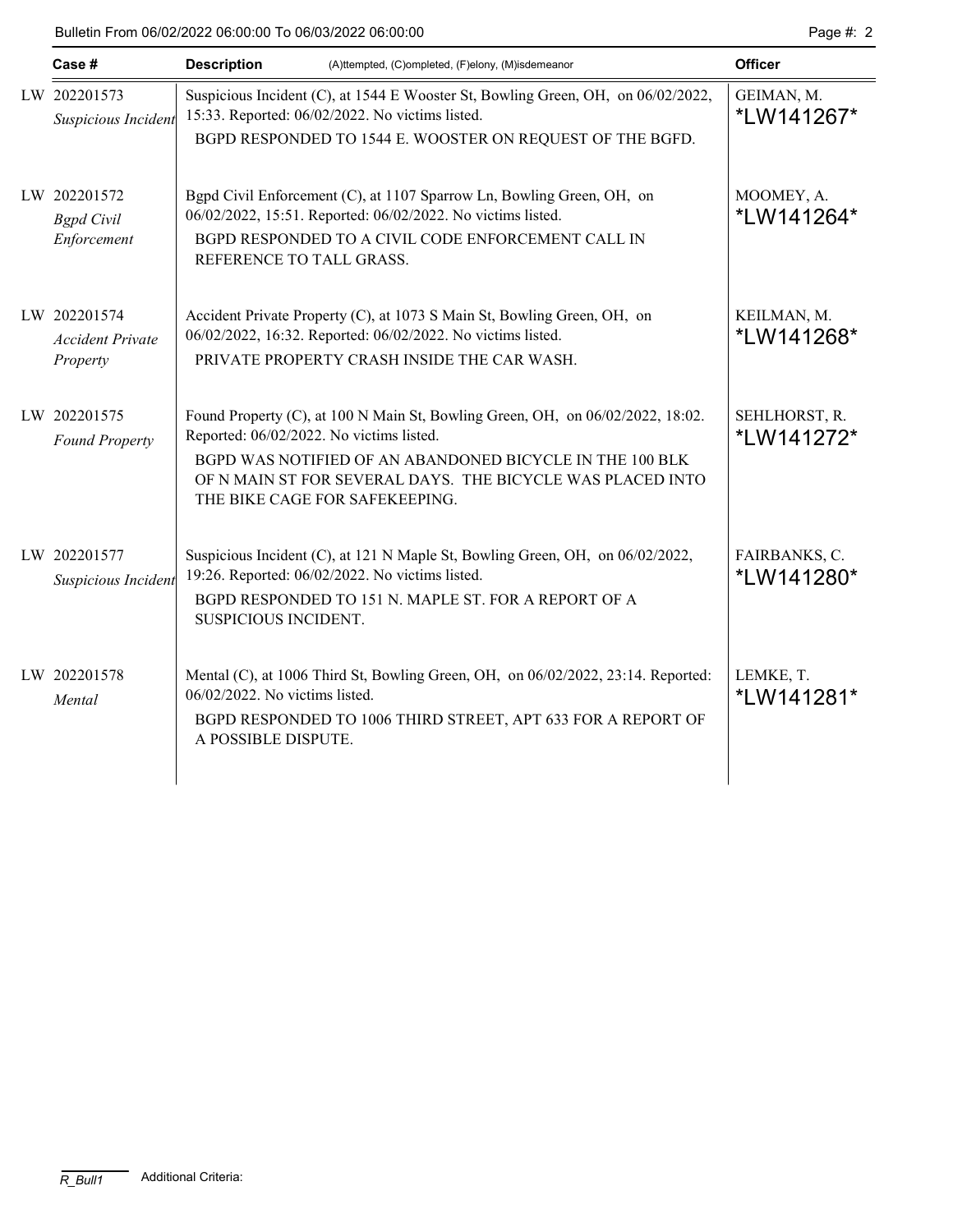| Case # | Description (A)ttempted, (C)ompleted, (F)elony, (M)isdemeanor | Officer |
|---|---|---|
| LW 202201573 *Suspicious Incident* | Suspicious Incident (C), at 1544 E Wooster St, Bowling Green, OH, on 06/02/2022, 15:33. Reported: 06/02/2022. No victims listed. BGPD RESPONDED TO 1544 E. WOOSTER ON REQUEST OF THE BGFD. | GEIMAN, M. *LW141267* |
| LW 202201572 *Bgpd Civil Enforcement* | Bgpd Civil Enforcement (C), at 1107 Sparrow Ln, Bowling Green, OH, on 06/02/2022, 15:51. Reported: 06/02/2022. No victims listed. BGPD RESPONDED TO A CIVIL CODE ENFORCEMENT CALL IN REFERENCE TO TALL GRASS. | MOOMEY, A. *LW141264* |
| LW 202201574 *Accident Private Property* | Accident Private Property (C), at 1073 S Main St, Bowling Green, OH, on 06/02/2022, 16:32. Reported: 06/02/2022. No victims listed. PRIVATE PROPERTY CRASH INSIDE THE CAR WASH. | KEILMAN, M. *LW141268* |
| LW 202201575 *Found Property* | Found Property (C), at 100 N Main St, Bowling Green, OH, on 06/02/2022, 18:02. Reported: 06/02/2022. No victims listed. BGPD WAS NOTIFIED OF AN ABANDONED BICYCLE IN THE 100 BLK OF N MAIN ST FOR SEVERAL DAYS. THE BICYCLE WAS PLACED INTO THE BIKE CAGE FOR SAFEKEEPING. | SEHLHORST, R. *LW141272* |
| LW 202201577 *Suspicious Incident* | Suspicious Incident (C), at 121 N Maple St, Bowling Green, OH, on 06/02/2022, 19:26. Reported: 06/02/2022. No victims listed. BGPD RESPONDED TO 151 N. MAPLE ST. FOR A REPORT OF A SUSPICIOUS INCIDENT. | FAIRBANKS, C. *LW141280* |
| LW 202201578 *Mental* | Mental (C), at 1006 Third St, Bowling Green, OH, on 06/02/2022, 23:14. Reported: 06/02/2022. No victims listed. BGPD RESPONDED TO 1006 THIRD STREET, APT 633 FOR A REPORT OF A POSSIBLE DISPUTE. | LEMKE, T. *LW141281* |

R_Bull1 Additional Criteria: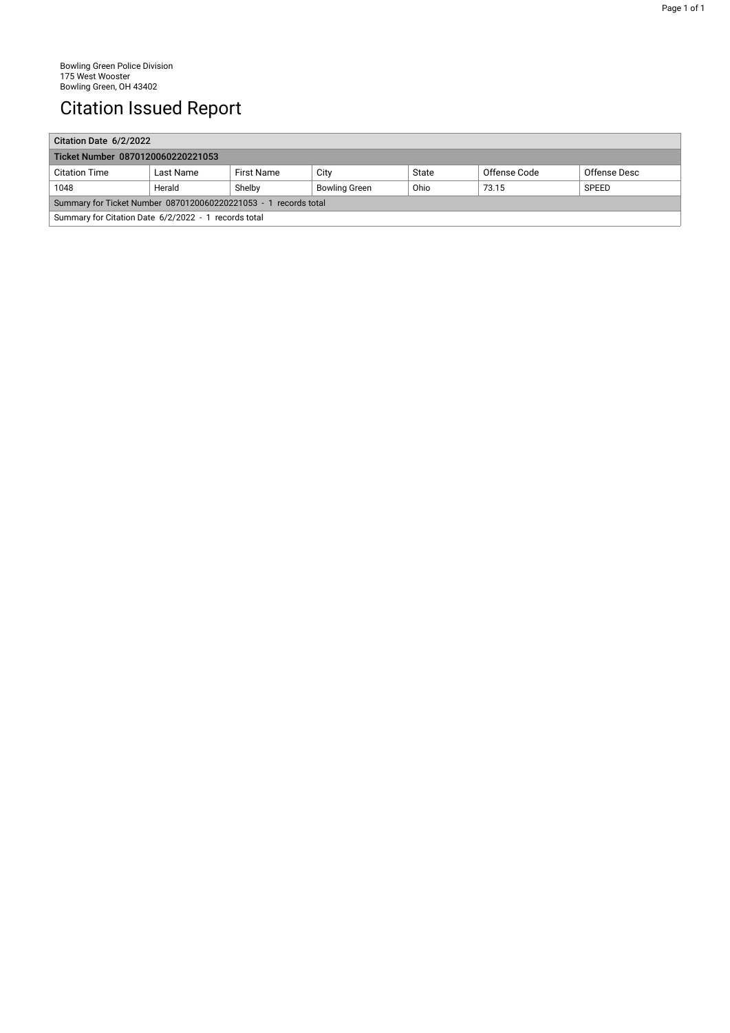Bowling Green Police Division
175 West Wooster
Bowling Green, OH 43402

# Citation Issued Report

| Citation Date 6/2/2022 | | | | | | |
|---|---|---|---|---|---|---|
| **Ticket Number 0870120060220221053** | | | | | | |
| Citation Time | Last Name | First Name | City | State | Offense Code | Offense Desc |
| 1048 | Herald | Shelby | Bowling Green | Ohio | 73.15 | SPEED |
| Summary for Ticket Number 0870120060220221053 - 1 records total | | | | | | |
| Summary for Citation Date 6/2/2022 - 1 records total | | | | | | |